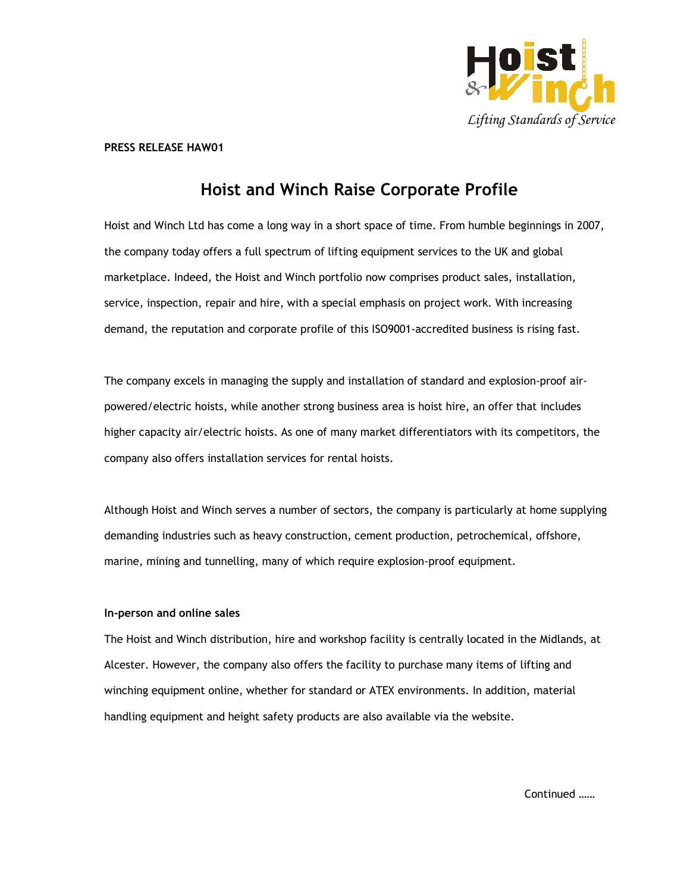**PRESS RELEASE HAW01**

# Hoist and Winch Raise Corporate Profile

Hoist and Winch Ltd has come a long way in a short space of time. From humble beginnings in 2007, the company today offers a full spectrum of lifting equipment services to the UK and global marketplace. Indeed, the Hoist and Winch portfolio now comprises product sales, installation, service, inspection, repair and hire, with a special emphasis on project work. With increasing demand, the reputation and corporate profile of this ISO9001-accredited business is rising fast.

The company excels in managing the supply and installation of standard and explosion-proof air-powered/electric hoists, while another strong business area is hoist hire, an offer that includes higher capacity air/electric hoists. As one of many market differentiators with its competitors, the company also offers installation services for rental hoists.

Although Hoist and Winch serves a number of sectors, the company is particularly at home supplying demanding industries such as heavy construction, cement production, petrochemical, offshore, marine, mining and tunnelling, many of which require explosion-proof equipment.

**In-person and online sales**

The Hoist and Winch distribution, hire and workshop facility is centrally located in the Midlands, at Alcester. However, the company also offers the facility to purchase many items of lifting and winching equipment online, whether for standard or ATEX environments. In addition, material handling equipment and height safety products are also available via the website.

Continued ……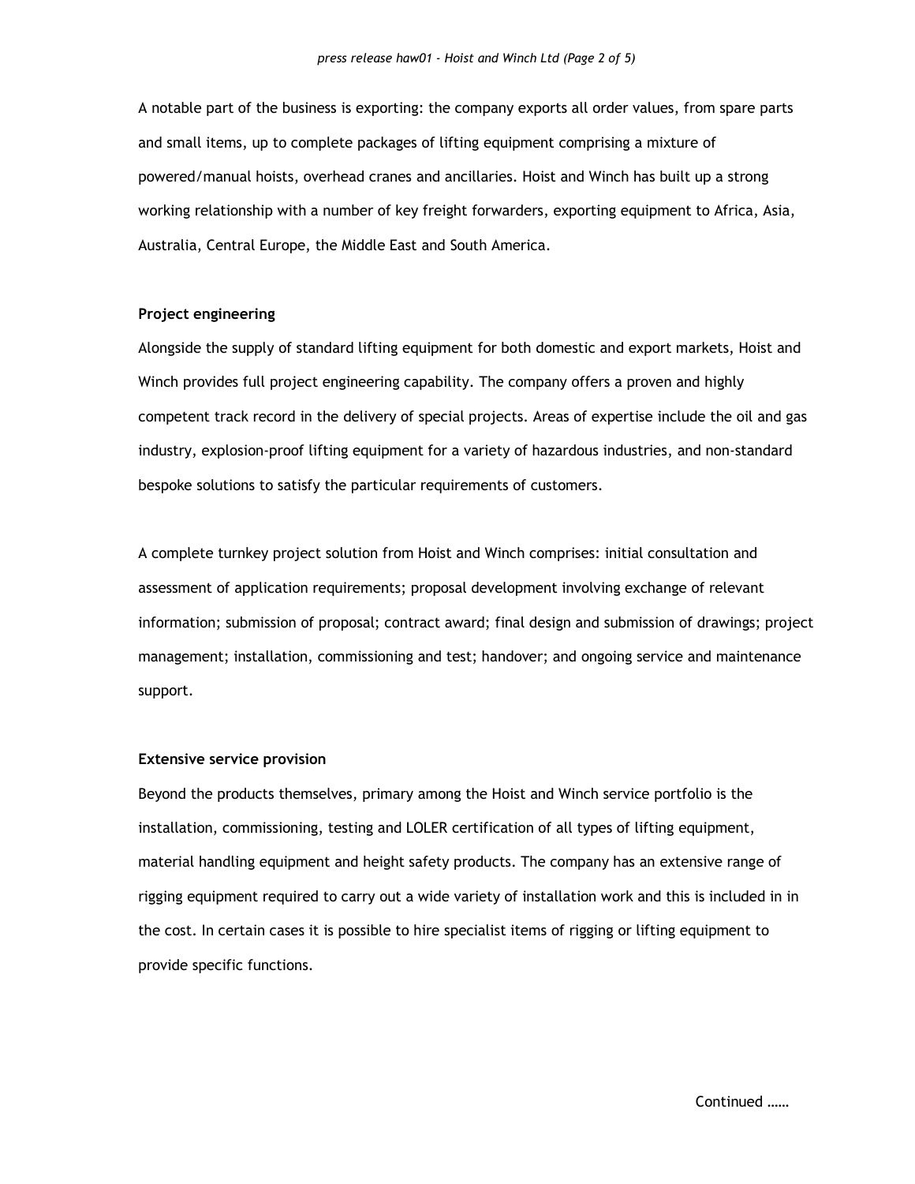A notable part of the business is exporting: the company exports all order values, from spare parts and small items, up to complete packages of lifting equipment comprising a mixture of powered/manual hoists, overhead cranes and ancillaries. Hoist and Winch has built up a strong working relationship with a number of key freight forwarders, exporting equipment to Africa, Asia, Australia, Central Europe, the Middle East and South America.

**Project engineering**

Alongside the supply of standard lifting equipment for both domestic and export markets, Hoist and Winch provides full project engineering capability. The company offers a proven and highly competent track record in the delivery of special projects. Areas of expertise include the oil and gas industry, explosion-proof lifting equipment for a variety of hazardous industries, and non-standard bespoke solutions to satisfy the particular requirements of customers.

A complete turnkey project solution from Hoist and Winch comprises: initial consultation and assessment of application requirements; proposal development involving exchange of relevant information; submission of proposal; contract award; final design and submission of drawings; project management; installation, commissioning and test; handover; and ongoing service and maintenance support.

**Extensive service provision**

Beyond the products themselves, primary among the Hoist and Winch service portfolio is the installation, commissioning, testing and LOLER certification of all types of lifting equipment, material handling equipment and height safety products. The company has an extensive range of rigging equipment required to carry out a wide variety of installation work and this is included in in the cost. In certain cases it is possible to hire specialist items of rigging or lifting equipment to provide specific functions.

Continued ……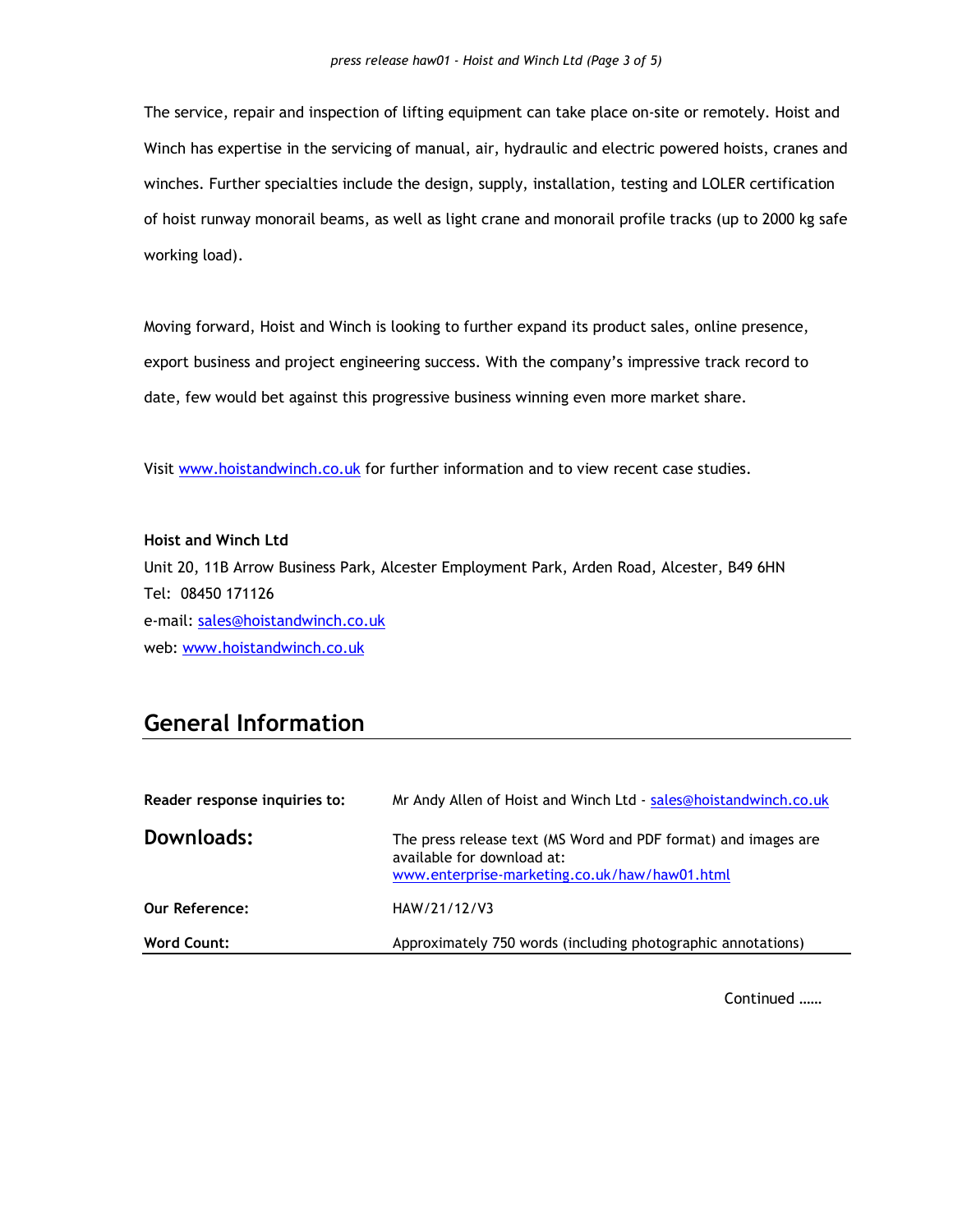The service, repair and inspection of lifting equipment can take place on-site or remotely. Hoist and Winch has expertise in the servicing of manual, air, hydraulic and electric powered hoists, cranes and winches. Further specialties include the design, supply, installation, testing and LOLER certification of hoist runway monorail beams, as well as light crane and monorail profile tracks (up to 2000 kg safe working load).

Moving forward, Hoist and Winch is looking to further expand its product sales, online presence, export business and project engineering success. With the company's impressive track record to date, few would bet against this progressive business winning even more market share.

Visit www.hoistandwinch.co.uk for further information and to view recent case studies.

**Hoist and Winch Ltd**
Unit 20, 11B Arrow Business Park, Alcester Employment Park, Arden Road, Alcester, B49 6HN
Tel: 08450 171126
e-mail: sales@hoistandwinch.co.uk
web: www.hoistandwinch.co.uk

## General Information

| | |
|---|---|
| **Reader response inquiries to:** | Mr Andy Allen of Hoist and Winch Ltd - sales@hoistandwinch.co.uk |
| **Downloads:** | The press release text (MS Word and PDF format) and images are available for download at: www.enterprise-marketing.co.uk/haw/haw01.html |
| **Our Reference:** | HAW/21/12/V3 |
| **Word Count:** | Approximately 750 words (including photographic annotations) |

Continued ……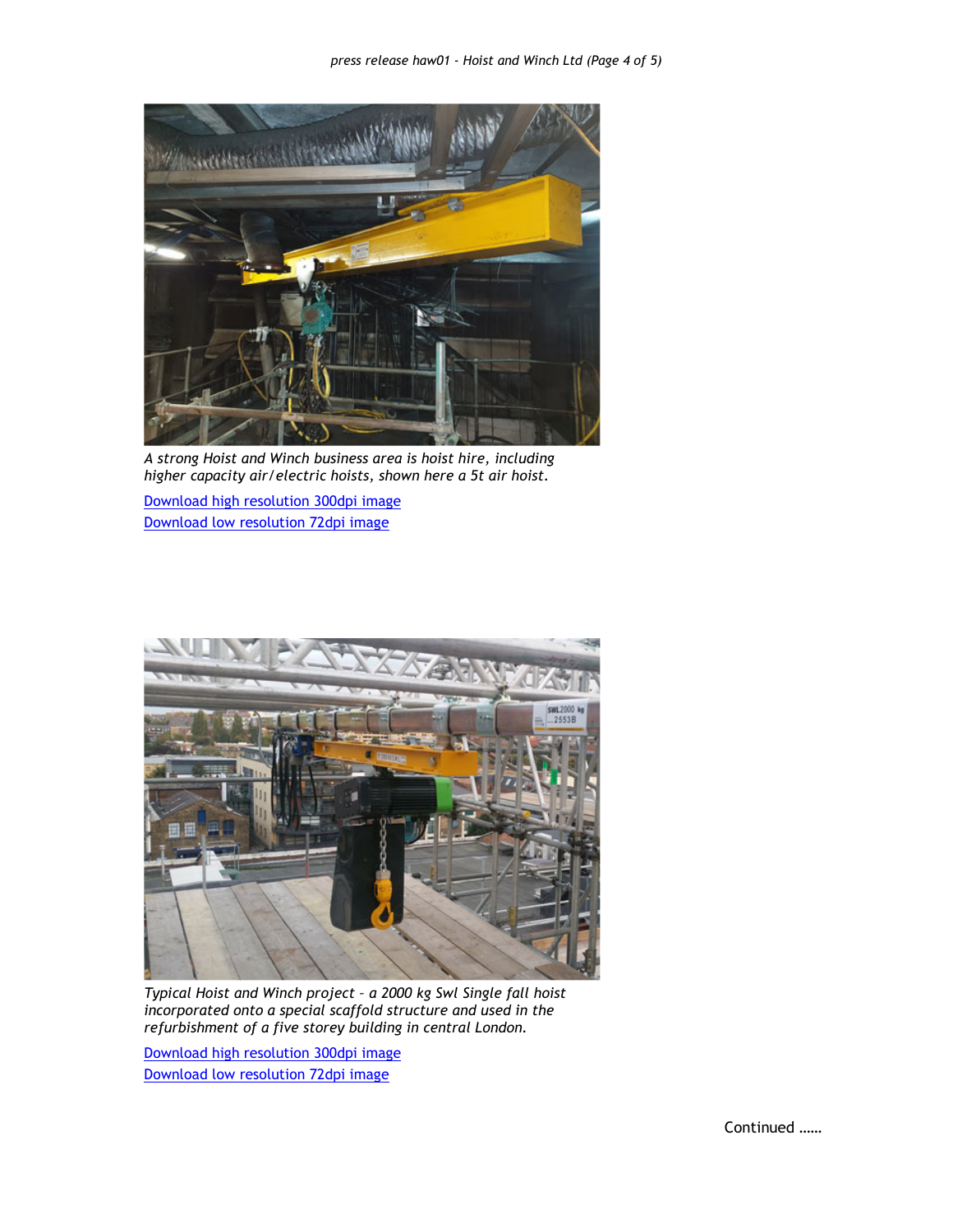*A strong Hoist and Winch business area is hoist hire, including higher capacity air/electric hoists, shown here a 5t air hoist.*

Download high resolution 300dpi image
Download low resolution 72dpi image

*Typical Hoist and Winch project – a 2000 kg Swl Single fall hoist incorporated onto a special scaffold structure and used in the refurbishment of a five storey building in central London.*

Download high resolution 300dpi image
Download low resolution 72dpi image

Continued ……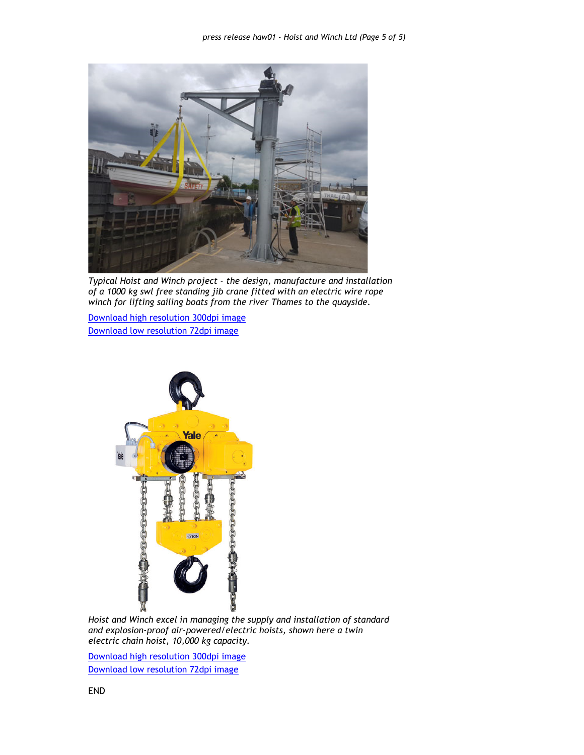*Typical Hoist and Winch project - the design, manufacture and installation of a 1000 kg swl free standing jib crane fitted with an electric wire rope winch for lifting sailing boats from the river Thames to the quayside.*

Download high resolution 300dpi image
Download low resolution 72dpi image

*Hoist and Winch excel in managing the supply and installation of standard and explosion-proof air-powered/electric hoists, shown here a twin electric chain hoist, 10,000 kg capacity.*

Download high resolution 300dpi image
Download low resolution 72dpi image

END